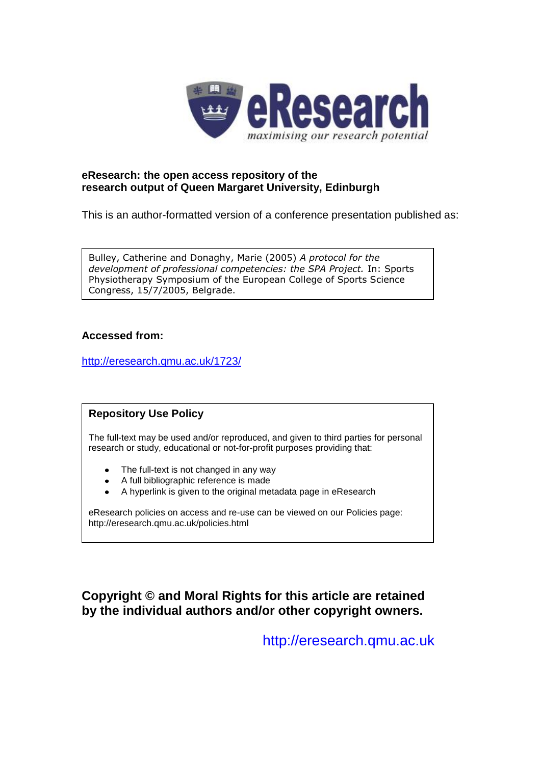**eResearch: the open access repository of the research output of Queen Margaret University, Edinburgh**

This is an author-formatted version of a conference presentation published as:

Bulley, Catherine and Donaghy, Marie (2005) *A protocol for the development of professional competencies: the SPA Project.* In: Sports Physiotherapy Symposium of the European College of Sports Science Congress, 15/7/2005, Belgrade.

**Accessed from:**

http://eresearch.qmu.ac.uk/1723/

**Repository Use Policy**

The full-text may be used and/or reproduced, and given to third parties for personal research or study, educational or not-for-profit purposes providing that:

- The full-text is not changed in any way
- A full bibliographic reference is made
- A hyperlink is given to the original metadata page in eResearch

eResearch policies on access and re-use can be viewed on our Policies page: http://eresearch.qmu.ac.uk/policies.html

**Copyright © and Moral Rights for this article are retained by the individual authors and/or other copyright owners.**

http://eresearch.qmu.ac.uk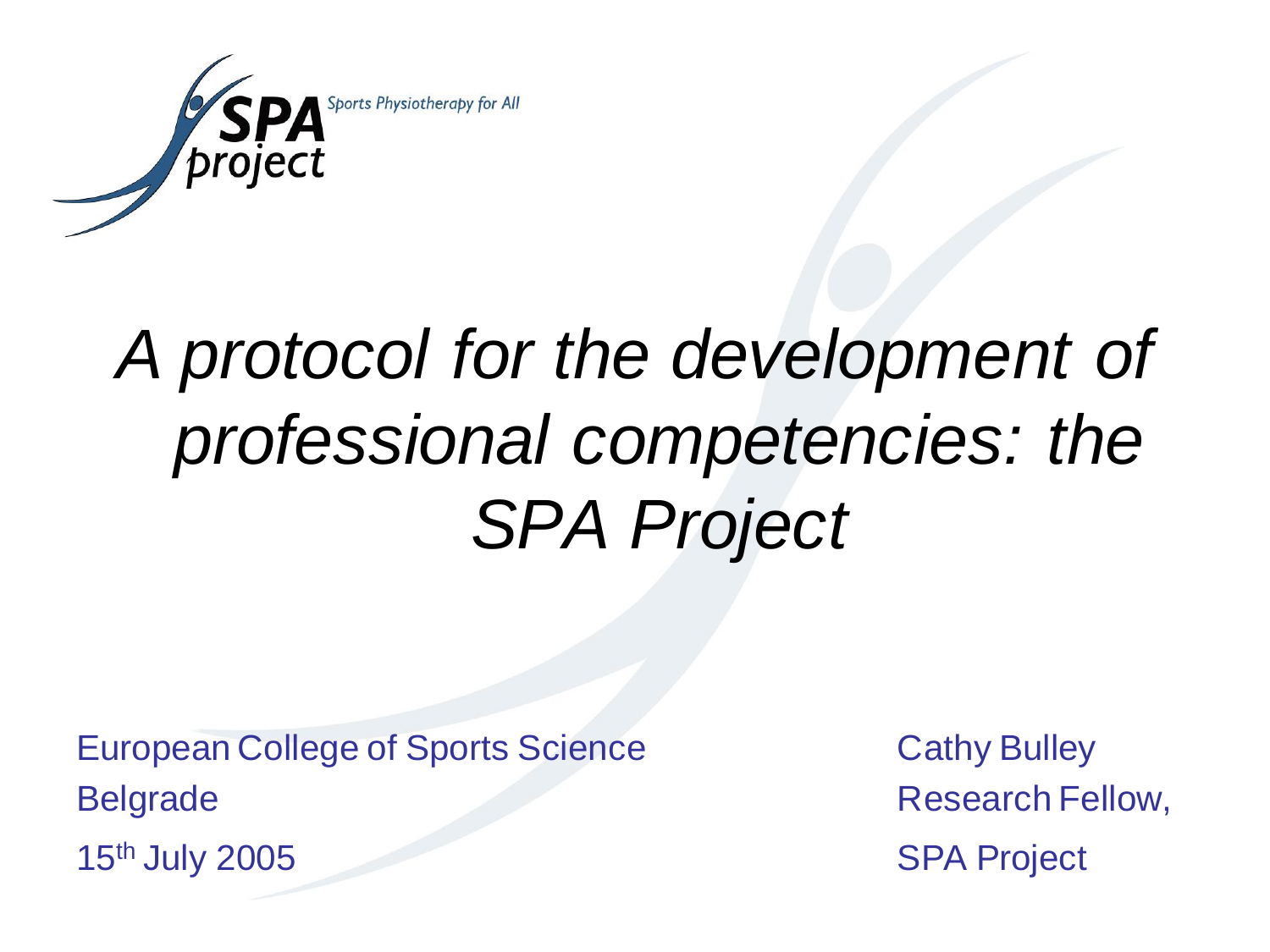SPA project — Sports Physiotherapy for All

# *A protocol for the development of professional competencies: the SPA Project*

European College of Sports Science
Belgrade
15th July 2005

Cathy Bulley
Research Fellow,
SPA Project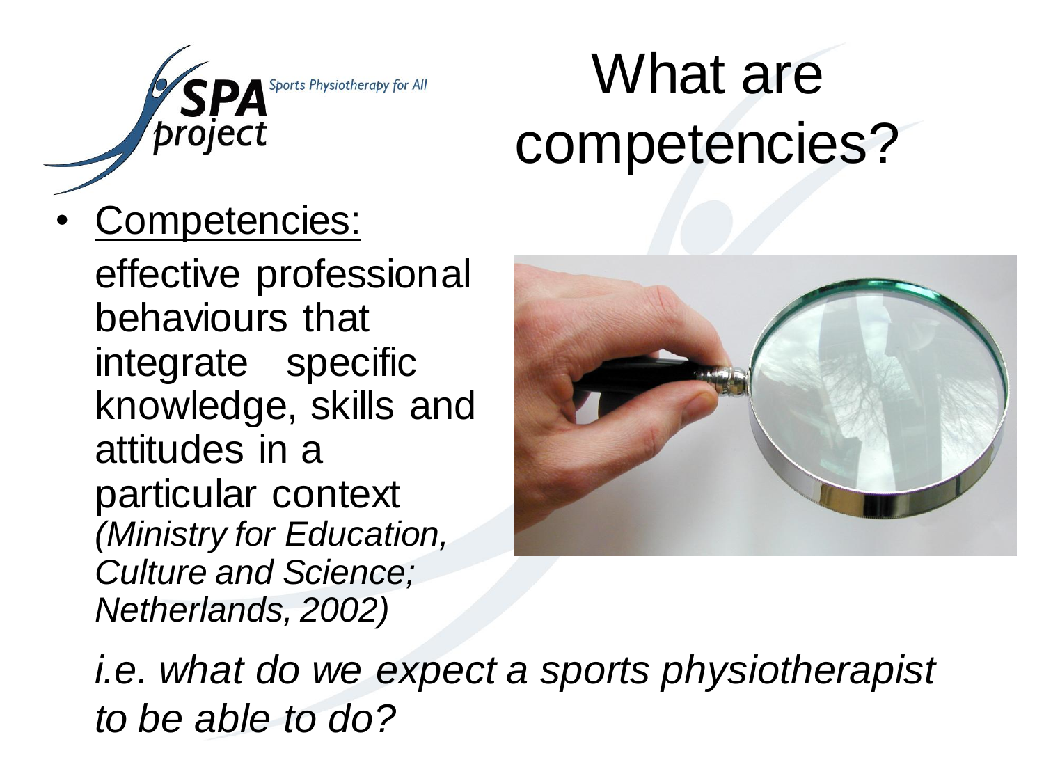# What are competencies?

- Competencies:

  effective professional behaviours that integrate specific knowledge, skills and attitudes in a particular context *(Ministry for Education, Culture and Science; Netherlands, 2002)*

  *i.e. what do we expect a sports physiotherapist to be able to do?*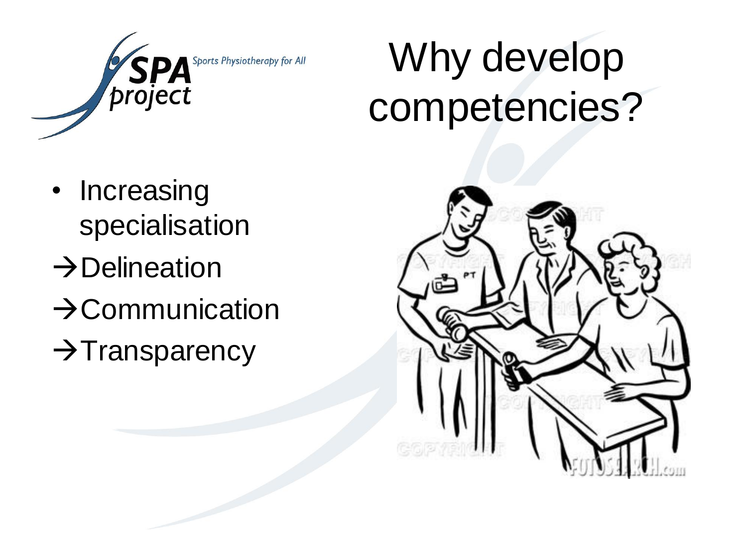# Why develop competencies?

- Increasing specialisation

→Delineation

→Communication

→Transparency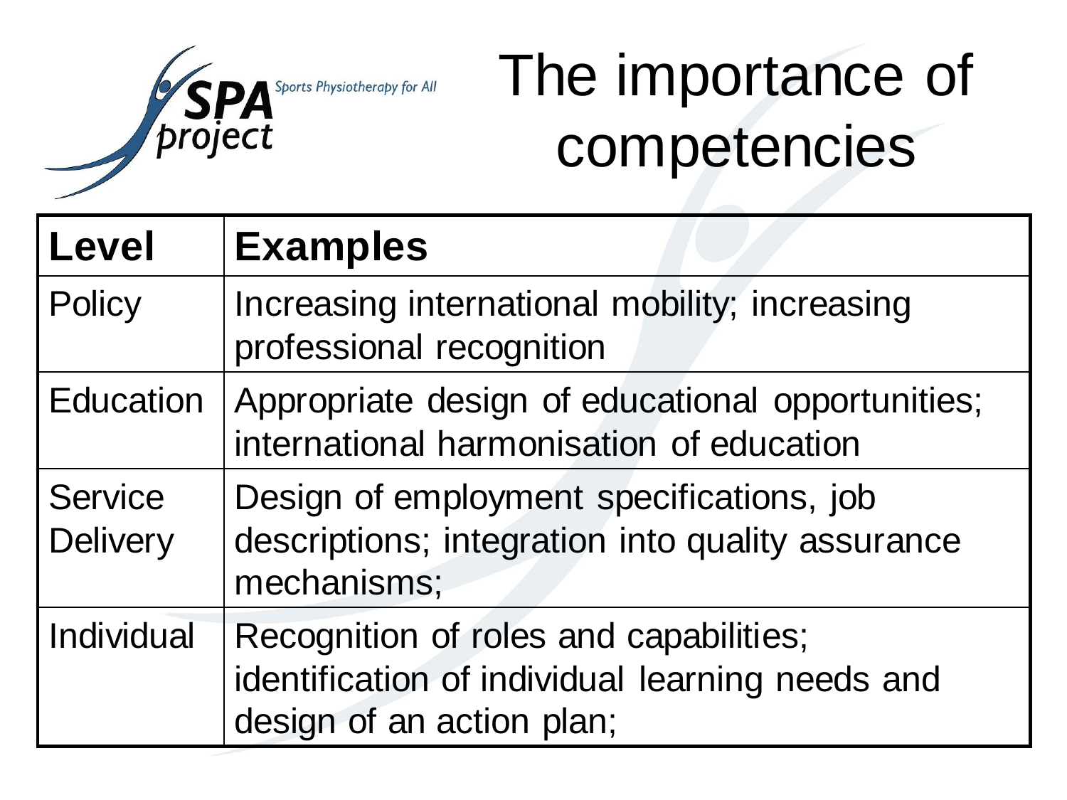# The importance of competencies

| Level | Examples |
|---|---|
| Policy | Increasing international mobility; increasing professional recognition |
| Education | Appropriate design of educational opportunities; international harmonisation of education |
| Service Delivery | Design of employment specifications, job descriptions; integration into quality assurance mechanisms; |
| Individual | Recognition of roles and capabilities; identification of individual learning needs and design of an action plan; |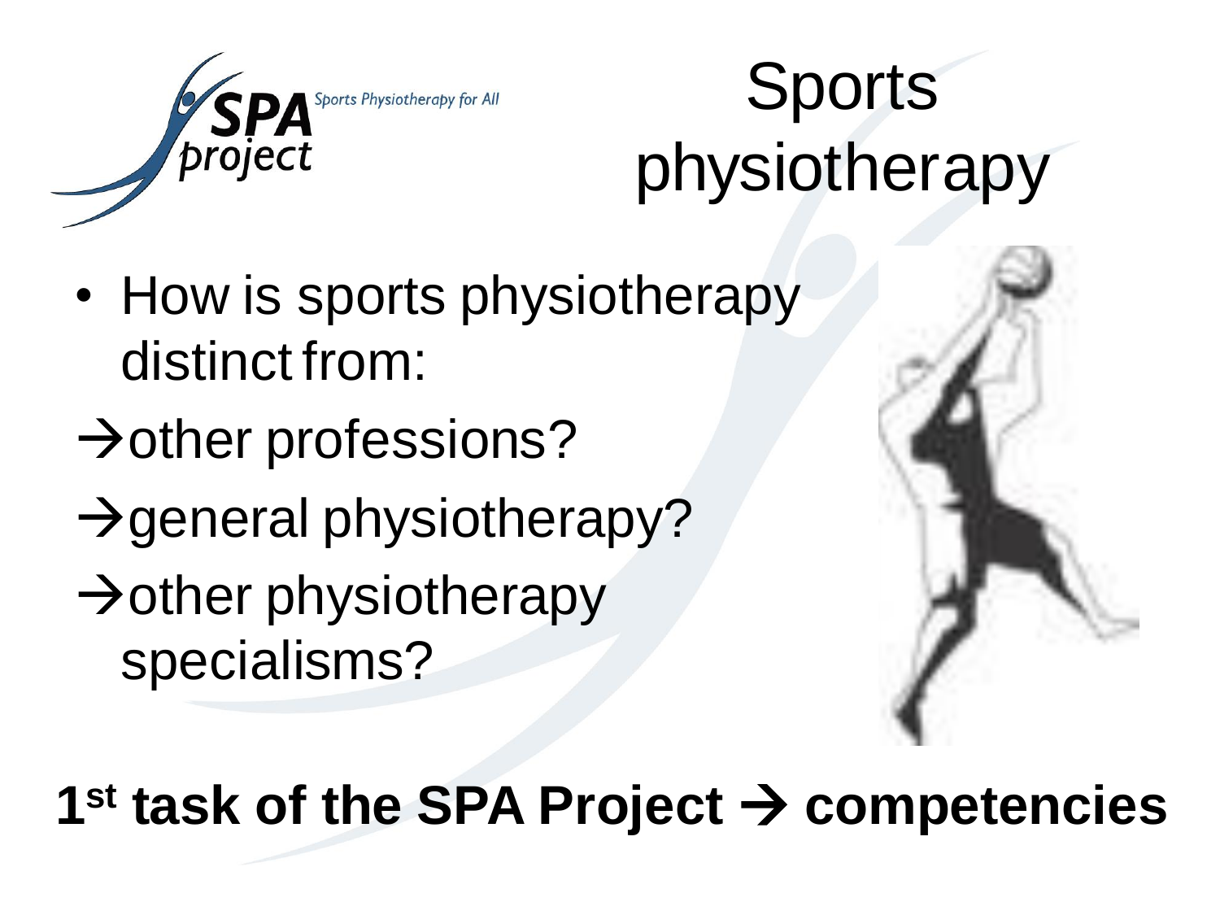# Sports physiotherapy

- How is sports physiotherapy distinct from:

→other professions?

→general physiotherapy?

→other physiotherapy specialisms?

**1st task of the SPA Project → competencies**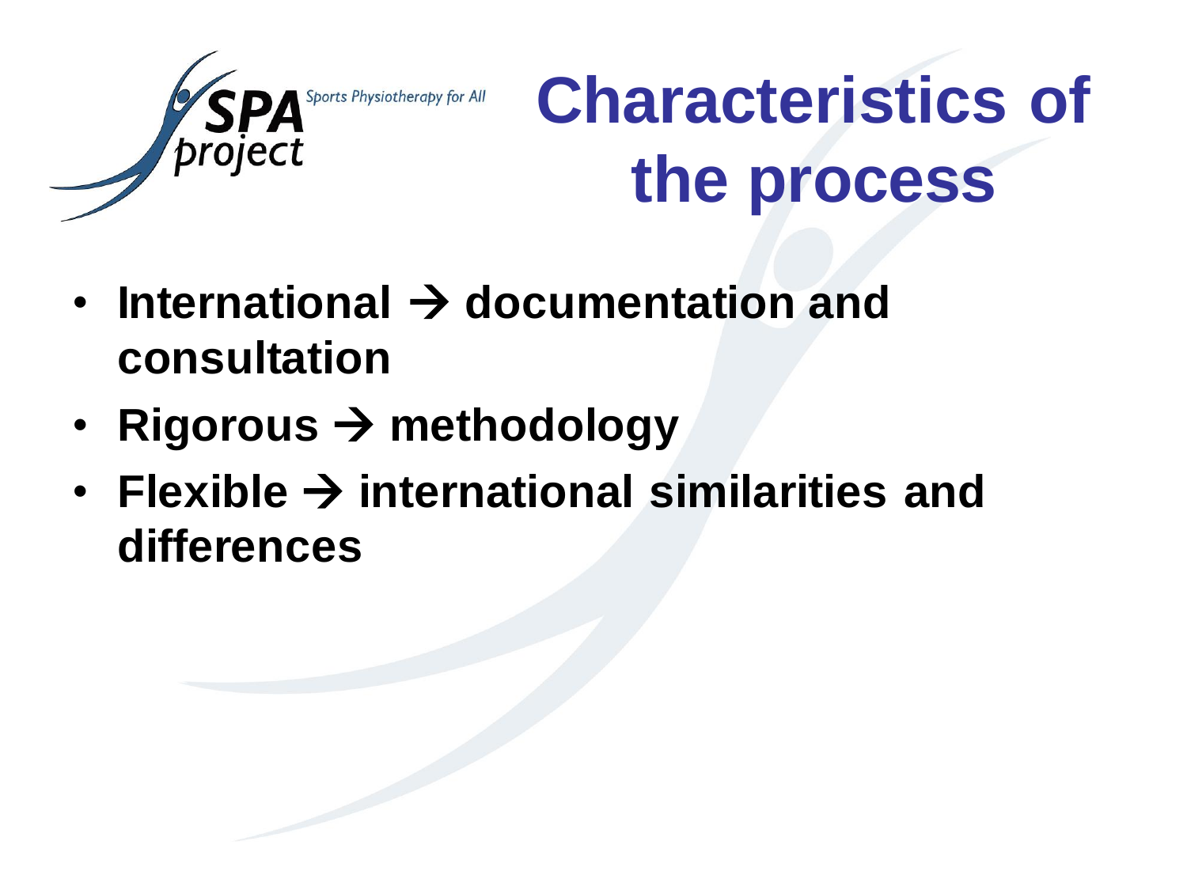# Characteristics of the process

- **International → documentation and consultation**
- **Rigorous → methodology**
- **Flexible → international similarities and differences**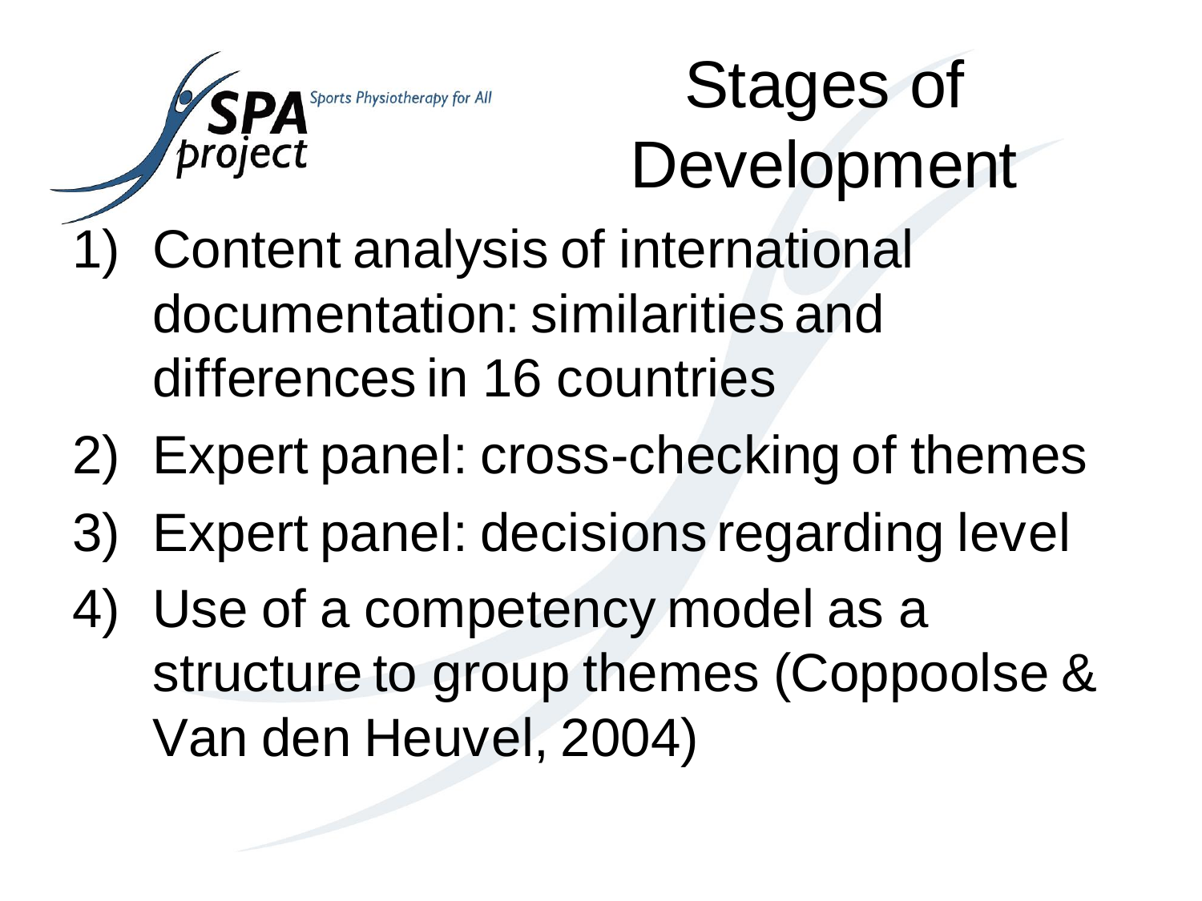# Stages of Development

1) Content analysis of international documentation: similarities and differences in 16 countries
2) Expert panel: cross-checking of themes
3) Expert panel: decisions regarding level
4) Use of a competency model as a structure to group themes (Coppoolse & Van den Heuvel, 2004)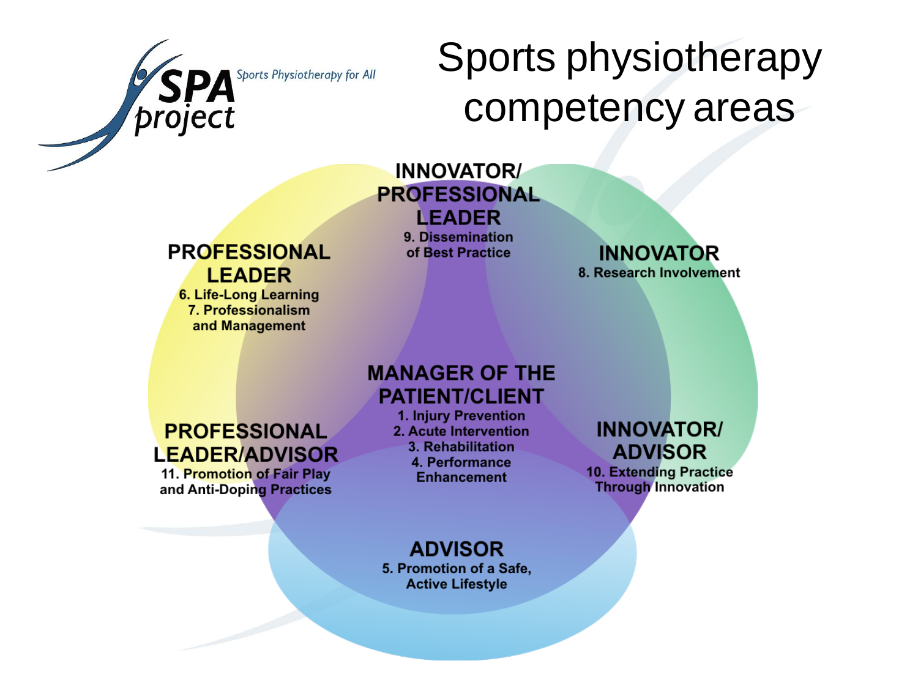SPA project — Sports Physiotherapy for All

# Sports physiotherapy competency areas

**INNOVATOR/ PROFESSIONAL LEADER**
9. Dissemination of Best Practice

**PROFESSIONAL LEADER**
6. Life-Long Learning
7. Professionalism and Management

**INNOVATOR**
8. Research Involvement

**MANAGER OF THE PATIENT/CLIENT**
1. Injury Prevention
2. Acute Intervention
3. Rehabilitation
4. Performance Enhancement

**PROFESSIONAL LEADER/ADVISOR**
11. Promotion of Fair Play and Anti-Doping Practices

**INNOVATOR/ ADVISOR**
10. Extending Practice Through Innovation

**ADVISOR**
5. Promotion of a Safe, Active Lifestyle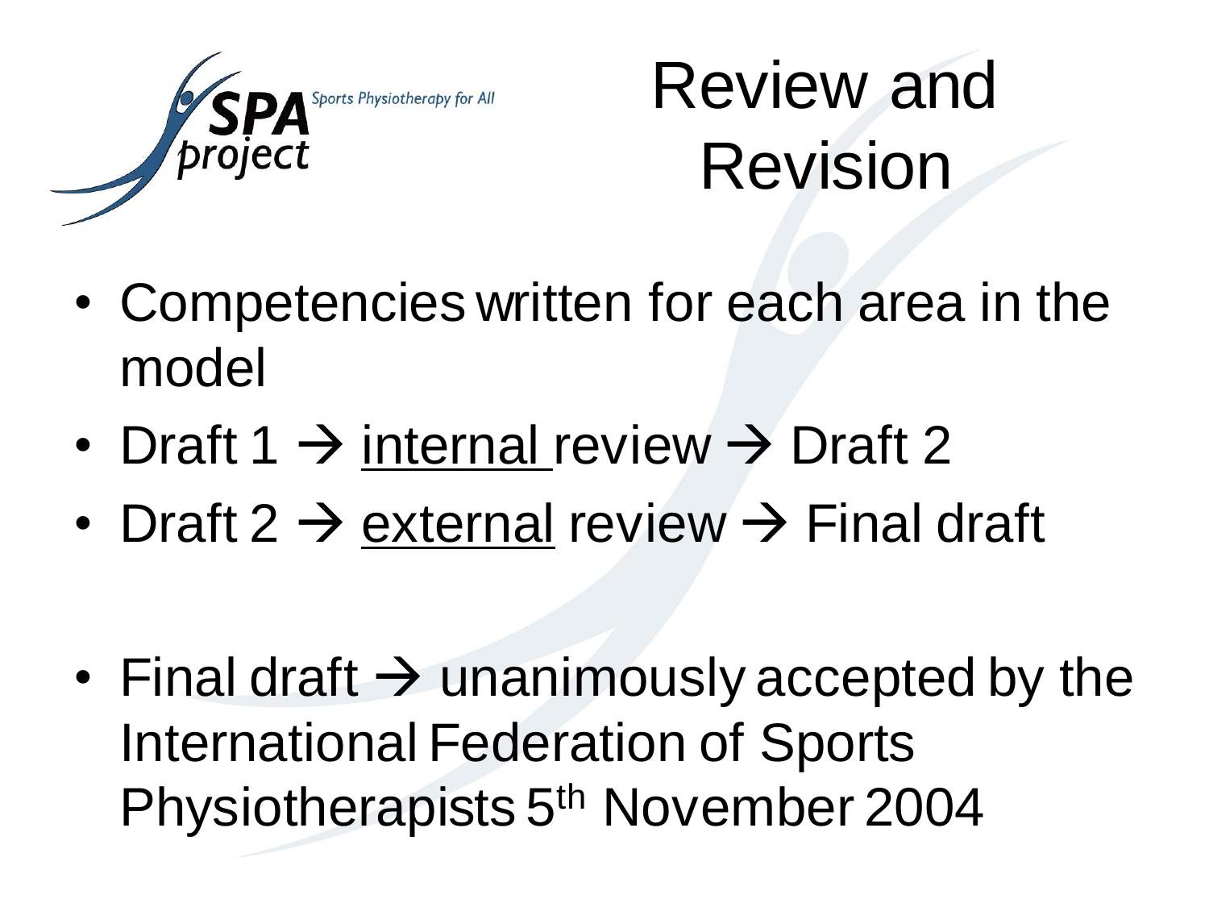# Review and Revision

- Competencies written for each area in the model
- Draft 1 → <u>internal</u> review → Draft 2
- Draft 2 → <u>external</u> review → Final draft

- Final draft → unanimously accepted by the International Federation of Sports Physiotherapists 5th November 2004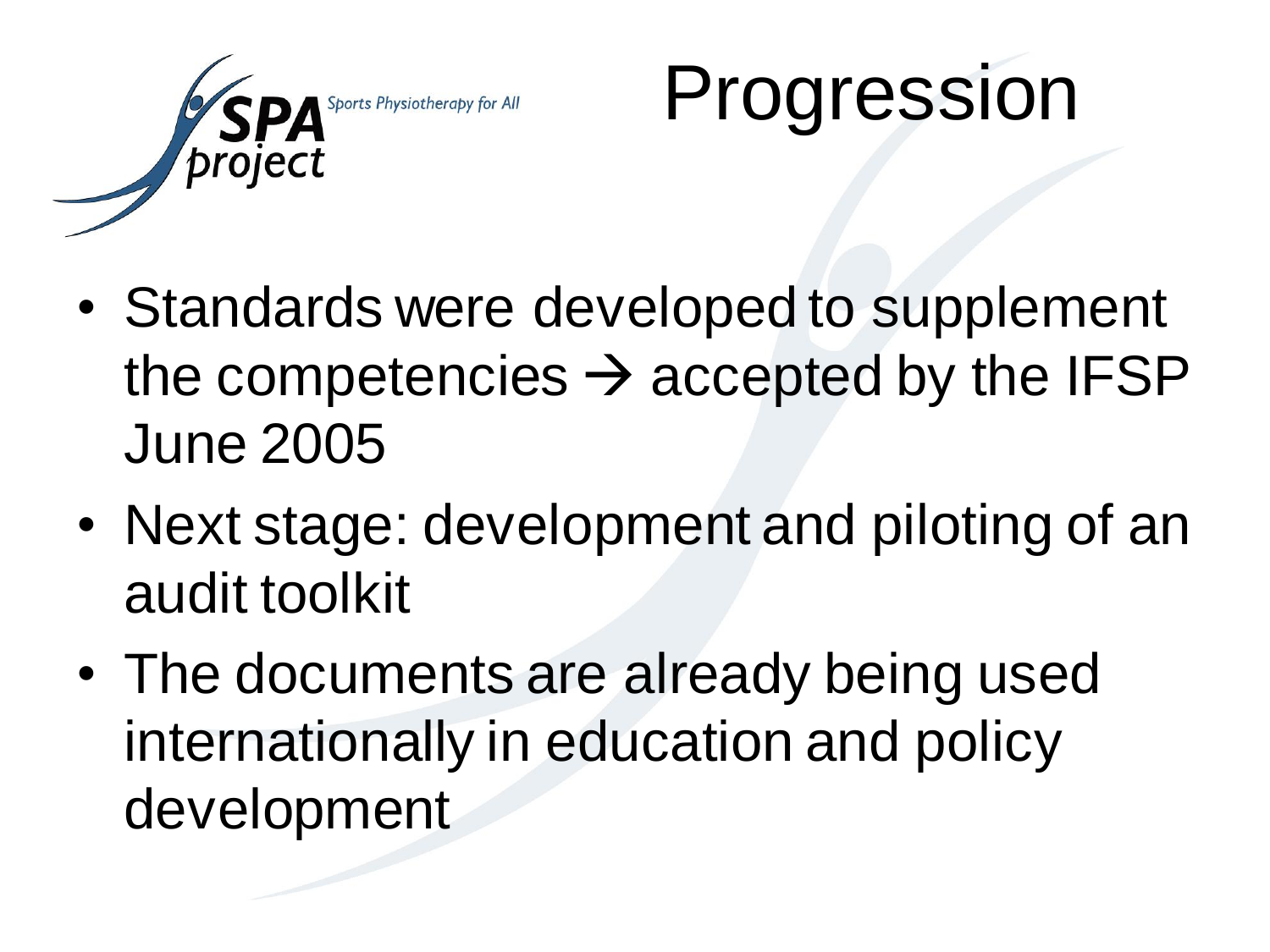# Progression

- Standards were developed to supplement the competencies → accepted by the IFSP June 2005
- Next stage: development and piloting of an audit toolkit
- The documents are already being used internationally in education and policy development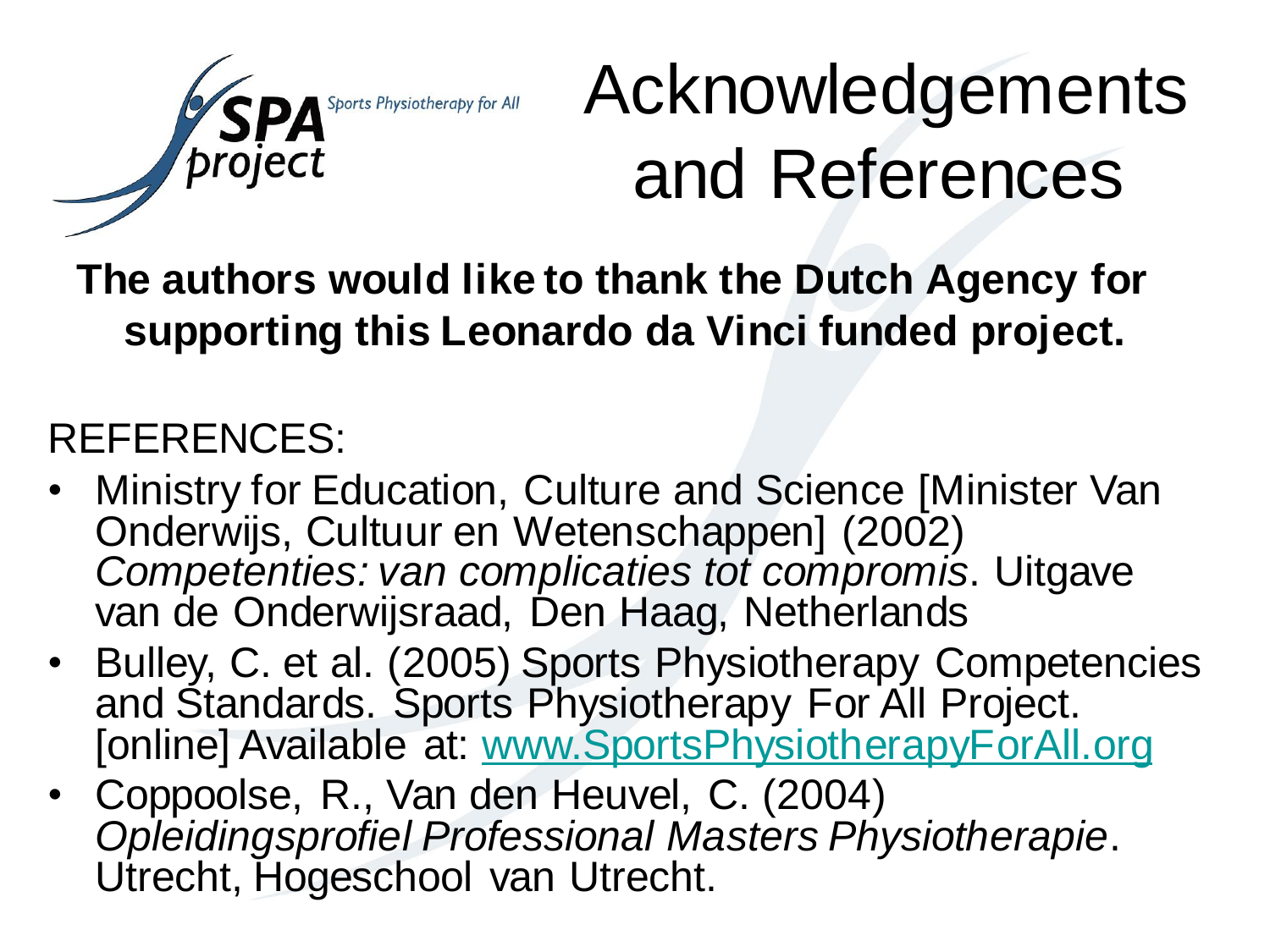# Acknowledgements and References

**The authors would like to thank the Dutch Agency for supporting this Leonardo da Vinci funded project.**

REFERENCES:

- Ministry for Education, Culture and Science [Minister Van Onderwijs, Cultuur en Wetenschappen] (2002) *Competenties: van complicaties tot compromis*. Uitgave van de Onderwijsraad, Den Haag, Netherlands
- Bulley, C. et al. (2005) Sports Physiotherapy Competencies and Standards. Sports Physiotherapy For All Project. [online] Available at: www.SportsPhysiotherapyForAll.org
- Coppoolse, R., Van den Heuvel, C. (2004) *Opleidingsprofiel Professional Masters Physiotherapie*. Utrecht, Hogeschool van Utrecht.